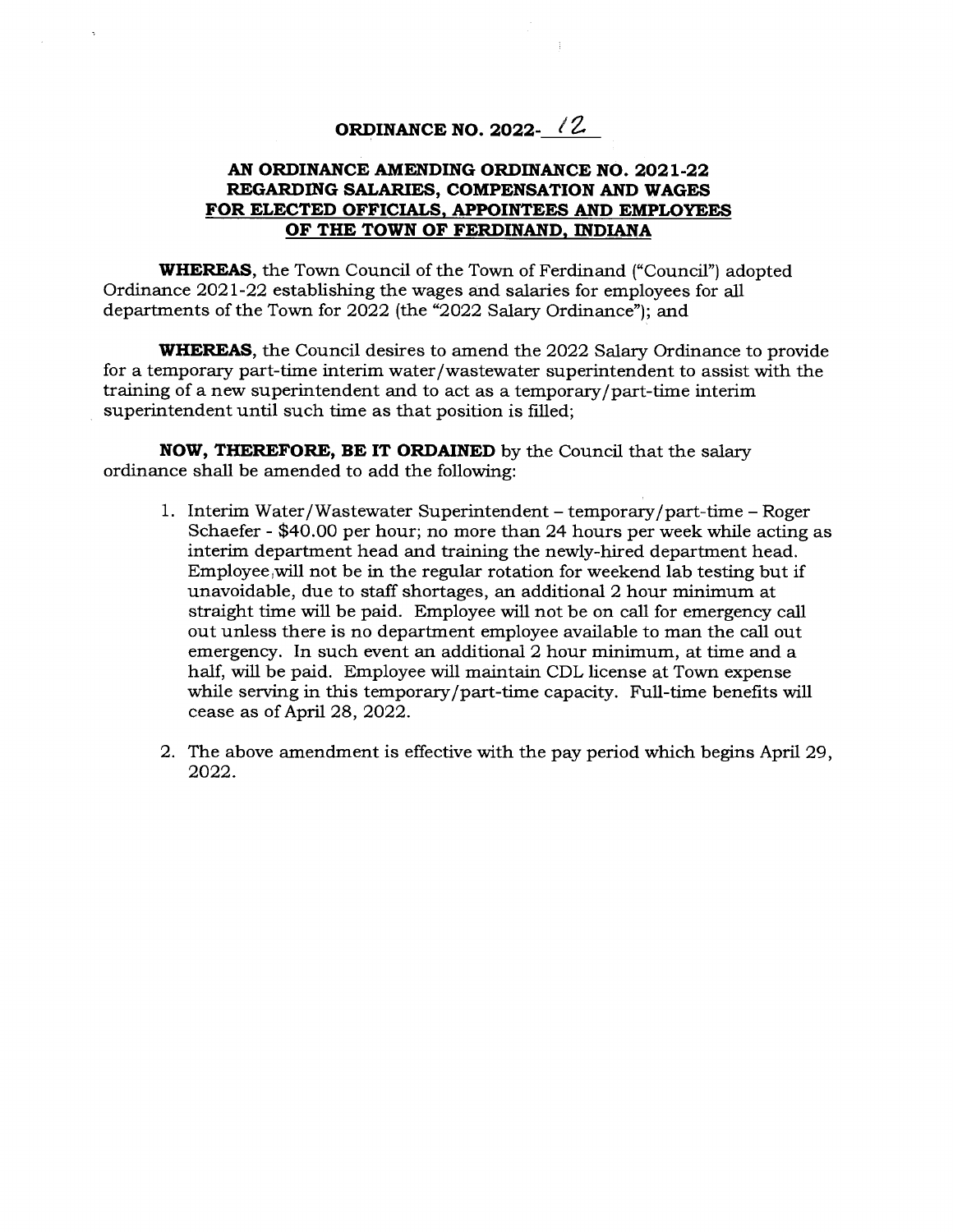# ORDINANCE NO. 2022- 12

## AN ORDINANCE AMENDING ORDINANCE NO. 2021-22 REGARDING SALARIES, COMPENSATION AND WAGES FOR ELECTED OFFICIALS, APPOINTEES AND EMPLOYEES OF THE TOWN OF FERDINAND, INDIANA

**WHEREAS**, the Town Council of the Town of Ferdinand ("Council") adopted Ordinance 2021-22 establishing the wages and salaries for employees for all departments of the Town for 2022 (the "2022 Salary Ordinance"); and

**WHEREAS**, the Council desires to amend the 2022 Salary Ordinance to provide for a temporary part-time interim water/wastewater superintendent to assist with the training of a new superintendent and to act as a temporary/part-time interim superintendent until such time as that position is filled;

**NOW, THEREFORE, BE IT ORDAINED** by the Council that the salary ordinance shall be amended to add the following:

1. Interim Water/Wastewater Superintendent – temporary/part-time – Roger Schaefer - $40.00 per hour; no more than 24 hours per week while acting as interim department head and training the newly-hired department head. Employee will not be in the regular rotation for weekend lab testing but if unavoidable, due to staff shortages, an additional 2 hour minimum at straight time will be paid. Employee will not be on call for emergency call out unless there is no department employee available to man the call out emergency. In such event an additional 2 hour minimum, at time and a half, will be paid. Employee will maintain CDL license at Town expense while serving in this temporary/part-time capacity. Full-time benefits will cease as of April 28, 2022.

2. The above amendment is effective with the pay period which begins April 29, 2022.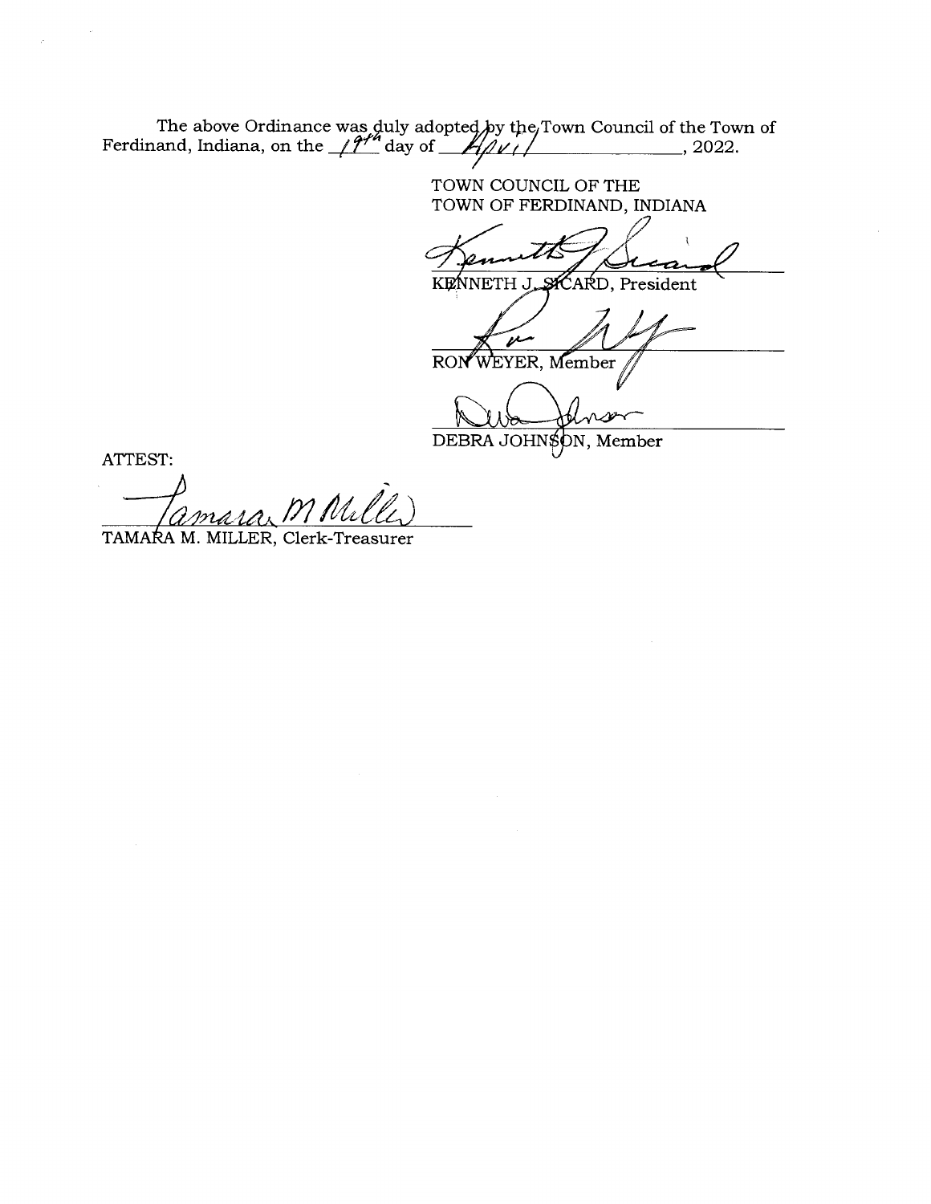The above Ordinance was duly adopted by the Town Council of the Town of Ferdinand, Indiana, on the 19th day of April, 2022.

TOWN COUNCIL OF THE
TOWN OF FERDINAND, INDIANA

KENNETH J. SICARD, President

RON WEYER, Member

DEBRA JOHNSON, Member

ATTEST:

TAMARA M. MILLER, Clerk-Treasurer